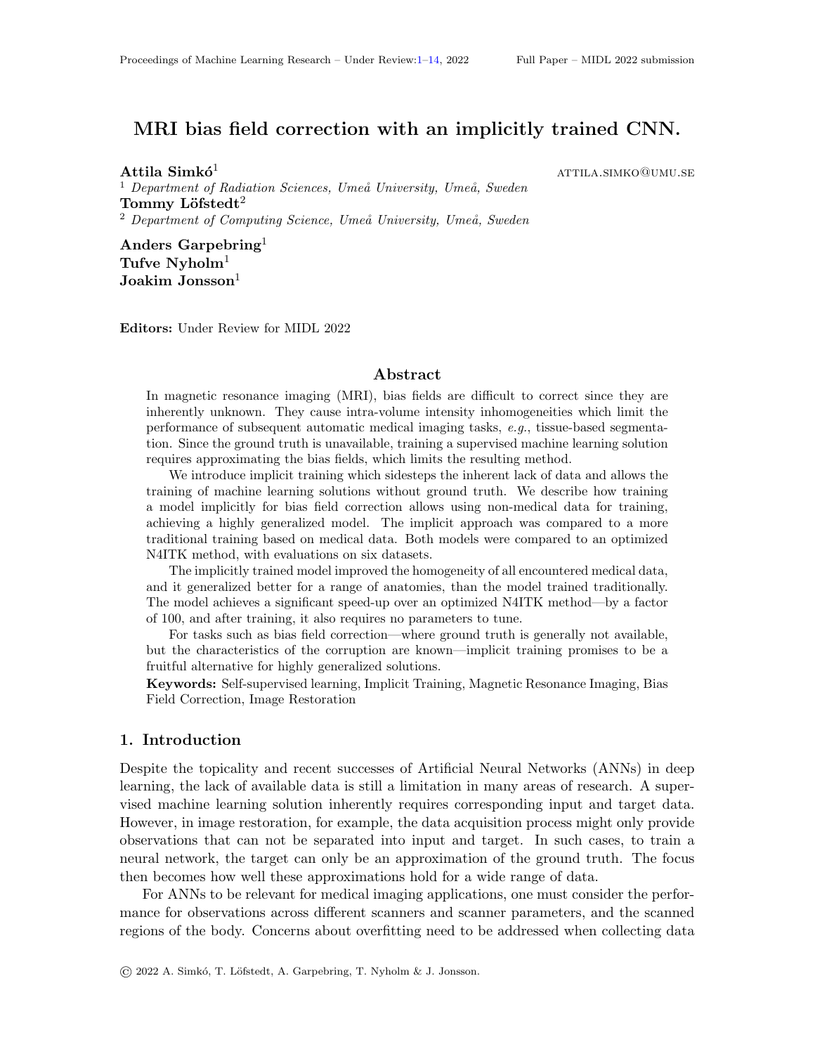# MRI bias field correction with an implicitly trained CNN.

**Attila Simkó**[1] ATTILA.SIMKO@UMU.SE
[1] *Department of Radiation Sciences, Umeå University, Umeå, Sweden*
**Tommy Löfstedt**[2]
[2] *Department of Computing Science, Umeå University, Umeå, Sweden*

**Anders Garpebring**[1]
**Tufve Nyholm**[1]
**Joakim Jonsson**[1]

**Editors:** Under Review for MIDL 2022

## Abstract

In magnetic resonance imaging (MRI), bias fields are difficult to correct since they are inherently unknown. They cause intra-volume intensity inhomogeneities which limit the performance of subsequent automatic medical imaging tasks, *e.g.*, tissue-based segmentation. Since the ground truth is unavailable, training a supervised machine learning solution requires approximating the bias fields, which limits the resulting method.

We introduce implicit training which sidesteps the inherent lack of data and allows the training of machine learning solutions without ground truth. We describe how training a model implicitly for bias field correction allows using non-medical data for training, achieving a highly generalized model. The implicit approach was compared to a more traditional training based on medical data. Both models were compared to an optimized N4ITK method, with evaluations on six datasets.

The implicitly trained model improved the homogeneity of all encountered medical data, and it generalized better for a range of anatomies, than the model trained traditionally. The model achieves a significant speed-up over an optimized N4ITK method—by a factor of 100, and after training, it also requires no parameters to tune.

For tasks such as bias field correction—where ground truth is generally not available, but the characteristics of the corruption are known—implicit training promises to be a fruitful alternative for highly generalized solutions.

**Keywords:** Self-supervised learning, Implicit Training, Magnetic Resonance Imaging, Bias Field Correction, Image Restoration

## 1. Introduction

Despite the topicality and recent successes of Artificial Neural Networks (ANNs) in deep learning, the lack of available data is still a limitation in many areas of research. A supervised machine learning solution inherently requires corresponding input and target data. However, in image restoration, for example, the data acquisition process might only provide observations that can not be separated into input and target. In such cases, to train a neural network, the target can only be an approximation of the ground truth. The focus then becomes how well these approximations hold for a wide range of data.

For ANNs to be relevant for medical imaging applications, one must consider the performance for observations across different scanners and scanner parameters, and the scanned regions of the body. Concerns about overfitting need to be addressed when collecting data

© 2022 A. Simkó, T. Löfstedt, A. Garpebring, T. Nyholm & J. Jonsson.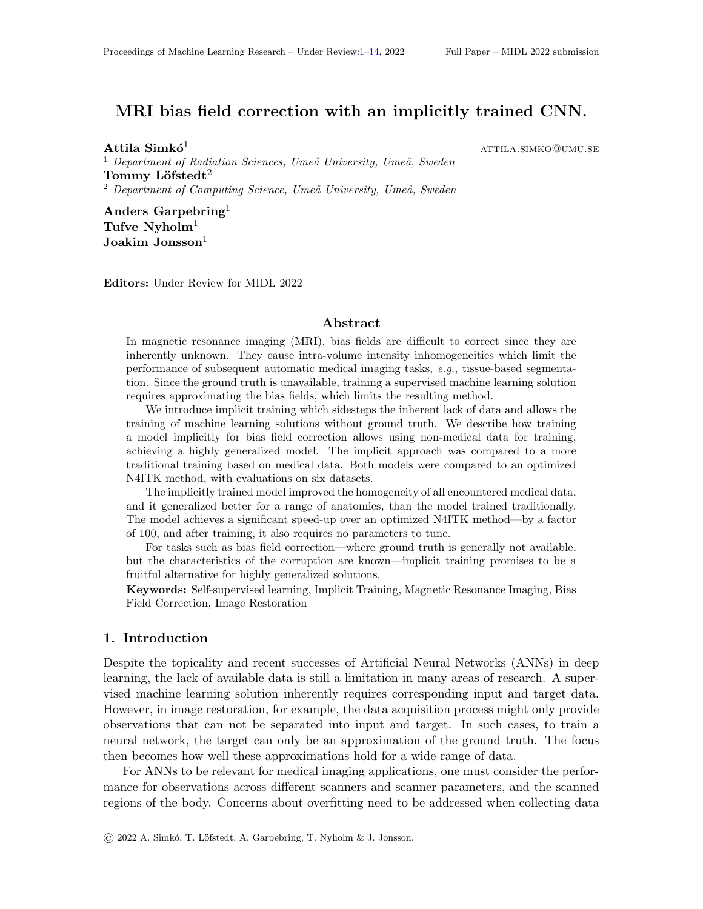# MRI bias field correction with an implicitly trained CNN.

**Attila Simkó**[1] ATTILA.SIMKO@UMU.SE

[1] *Department of Radiation Sciences, Umeå University, Umeå, Sweden*

**Tommy Löfstedt**[2]

[2] *Department of Computing Science, Umeå University, Umeå, Sweden*

**Anders Garpebring**[1]

**Tufve Nyholm**[1]

**Joakim Jonsson**[1]

**Editors:** Under Review for MIDL 2022

## Abstract

In magnetic resonance imaging (MRI), bias fields are difficult to correct since they are inherently unknown. They cause intra-volume intensity inhomogeneities which limit the performance of subsequent automatic medical imaging tasks, *e.g.*, tissue-based segmentation. Since the ground truth is unavailable, training a supervised machine learning solution requires approximating the bias fields, which limits the resulting method.

We introduce implicit training which sidesteps the inherent lack of data and allows the training of machine learning solutions without ground truth. We describe how training a model implicitly for bias field correction allows using non-medical data for training, achieving a highly generalized model. The implicit approach was compared to a more traditional training based on medical data. Both models were compared to an optimized N4ITK method, with evaluations on six datasets.

The implicitly trained model improved the homogeneity of all encountered medical data, and it generalized better for a range of anatomies, than the model trained traditionally. The model achieves a significant speed-up over an optimized N4ITK method—by a factor of 100, and after training, it also requires no parameters to tune.

For tasks such as bias field correction—where ground truth is generally not available, but the characteristics of the corruption are known—implicit training promises to be a fruitful alternative for highly generalized solutions.

**Keywords:** Self-supervised learning, Implicit Training, Magnetic Resonance Imaging, Bias Field Correction, Image Restoration

## 1. Introduction

Despite the topicality and recent successes of Artificial Neural Networks (ANNs) in deep learning, the lack of available data is still a limitation in many areas of research. A supervised machine learning solution inherently requires corresponding input and target data. However, in image restoration, for example, the data acquisition process might only provide observations that can not be separated into input and target. In such cases, to train a neural network, the target can only be an approximation of the ground truth. The focus then becomes how well these approximations hold for a wide range of data.

For ANNs to be relevant for medical imaging applications, one must consider the performance for observations across different scanners and scanner parameters, and the scanned regions of the body. Concerns about overfitting need to be addressed when collecting data

© 2022 A. Simkó, T. Löfstedt, A. Garpebring, T. Nyholm & J. Jonsson.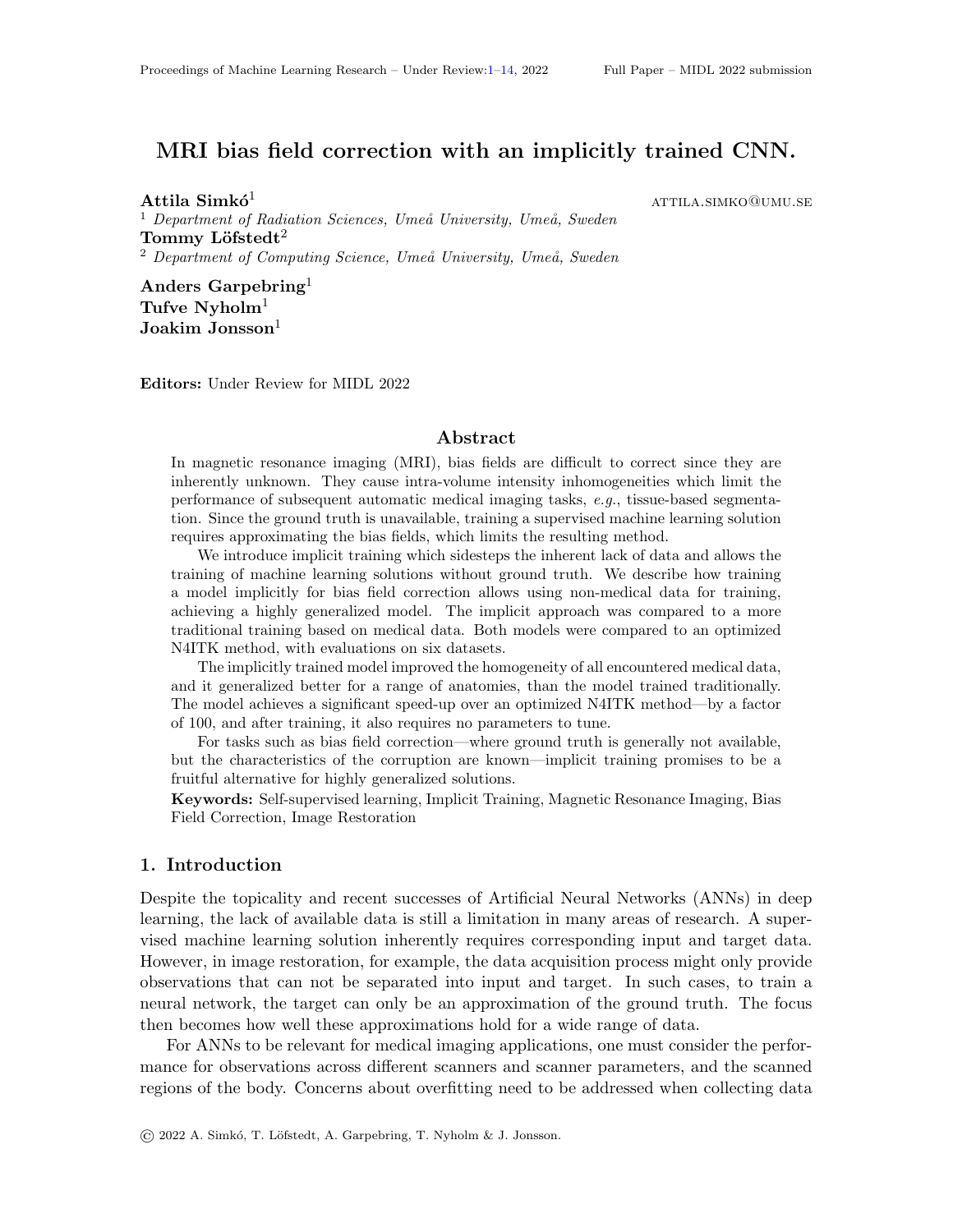# MRI bias field correction with an implicitly trained CNN.

**Attila Simkó**[1] ATTILA.SIMKO@UMU.SE

[1] *Department of Radiation Sciences, Umeå University, Umeå, Sweden*

**Tommy Löfstedt**[2]

[2] *Department of Computing Science, Umeå University, Umeå, Sweden*

**Anders Garpebring**[1]

**Tufve Nyholm**[1]

**Joakim Jonsson**[1]

**Editors:** Under Review for MIDL 2022

## Abstract

In magnetic resonance imaging (MRI), bias fields are difficult to correct since they are inherently unknown. They cause intra-volume intensity inhomogeneities which limit the performance of subsequent automatic medical imaging tasks, *e.g.*, tissue-based segmentation. Since the ground truth is unavailable, training a supervised machine learning solution requires approximating the bias fields, which limits the resulting method.

We introduce implicit training which sidesteps the inherent lack of data and allows the training of machine learning solutions without ground truth. We describe how training a model implicitly for bias field correction allows using non-medical data for training, achieving a highly generalized model. The implicit approach was compared to a more traditional training based on medical data. Both models were compared to an optimized N4ITK method, with evaluations on six datasets.

The implicitly trained model improved the homogeneity of all encountered medical data, and it generalized better for a range of anatomies, than the model trained traditionally. The model achieves a significant speed-up over an optimized N4ITK method—by a factor of 100, and after training, it also requires no parameters to tune.

For tasks such as bias field correction—where ground truth is generally not available, but the characteristics of the corruption are known—implicit training promises to be a fruitful alternative for highly generalized solutions.

**Keywords:** Self-supervised learning, Implicit Training, Magnetic Resonance Imaging, Bias Field Correction, Image Restoration

## 1. Introduction

Despite the topicality and recent successes of Artificial Neural Networks (ANNs) in deep learning, the lack of available data is still a limitation in many areas of research. A supervised machine learning solution inherently requires corresponding input and target data. However, in image restoration, for example, the data acquisition process might only provide observations that can not be separated into input and target. In such cases, to train a neural network, the target can only be an approximation of the ground truth. The focus then becomes how well these approximations hold for a wide range of data.

For ANNs to be relevant for medical imaging applications, one must consider the performance for observations across different scanners and scanner parameters, and the scanned regions of the body. Concerns about overfitting need to be addressed when collecting data

© 2022 A. Simkó, T. Löfstedt, A. Garpebring, T. Nyholm & J. Jonsson.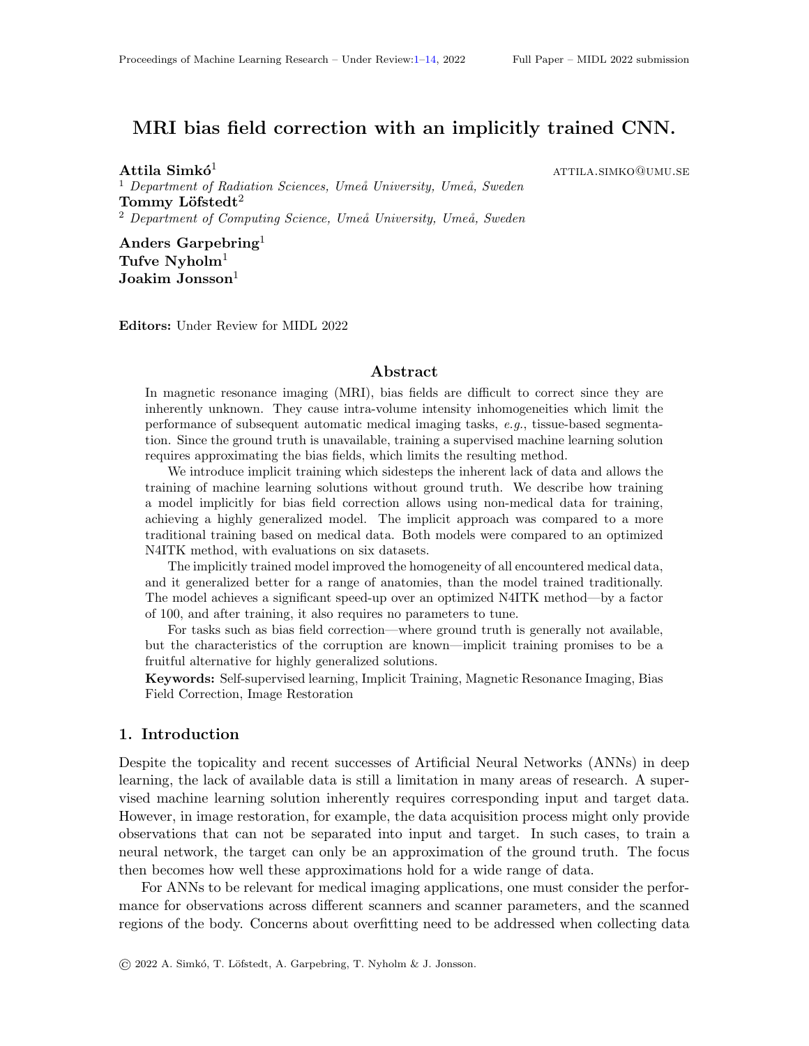# MRI bias field correction with an implicitly trained CNN.

**Attila Simkó**[1] ATTILA.SIMKO@UMU.SE

[1] *Department of Radiation Sciences, Umeå University, Umeå, Sweden*

**Tommy Löfstedt**[2]

[2] *Department of Computing Science, Umeå University, Umeå, Sweden*

**Anders Garpebring**[1]

**Tufve Nyholm**[1]

**Joakim Jonsson**[1]

**Editors:** Under Review for MIDL 2022

## Abstract

In magnetic resonance imaging (MRI), bias fields are difficult to correct since they are inherently unknown. They cause intra-volume intensity inhomogeneities which limit the performance of subsequent automatic medical imaging tasks, *e.g.*, tissue-based segmentation. Since the ground truth is unavailable, training a supervised machine learning solution requires approximating the bias fields, which limits the resulting method.

We introduce implicit training which sidesteps the inherent lack of data and allows the training of machine learning solutions without ground truth. We describe how training a model implicitly for bias field correction allows using non-medical data for training, achieving a highly generalized model. The implicit approach was compared to a more traditional training based on medical data. Both models were compared to an optimized N4ITK method, with evaluations on six datasets.

The implicitly trained model improved the homogeneity of all encountered medical data, and it generalized better for a range of anatomies, than the model trained traditionally. The model achieves a significant speed-up over an optimized N4ITK method—by a factor of 100, and after training, it also requires no parameters to tune.

For tasks such as bias field correction—where ground truth is generally not available, but the characteristics of the corruption are known—implicit training promises to be a fruitful alternative for highly generalized solutions.

**Keywords:** Self-supervised learning, Implicit Training, Magnetic Resonance Imaging, Bias Field Correction, Image Restoration

## 1. Introduction

Despite the topicality and recent successes of Artificial Neural Networks (ANNs) in deep learning, the lack of available data is still a limitation in many areas of research. A supervised machine learning solution inherently requires corresponding input and target data. However, in image restoration, for example, the data acquisition process might only provide observations that can not be separated into input and target. In such cases, to train a neural network, the target can only be an approximation of the ground truth. The focus then becomes how well these approximations hold for a wide range of data.

For ANNs to be relevant for medical imaging applications, one must consider the performance for observations across different scanners and scanner parameters, and the scanned regions of the body. Concerns about overfitting need to be addressed when collecting data

© 2022 A. Simkó, T. Löfstedt, A. Garpebring, T. Nyholm & J. Jonsson.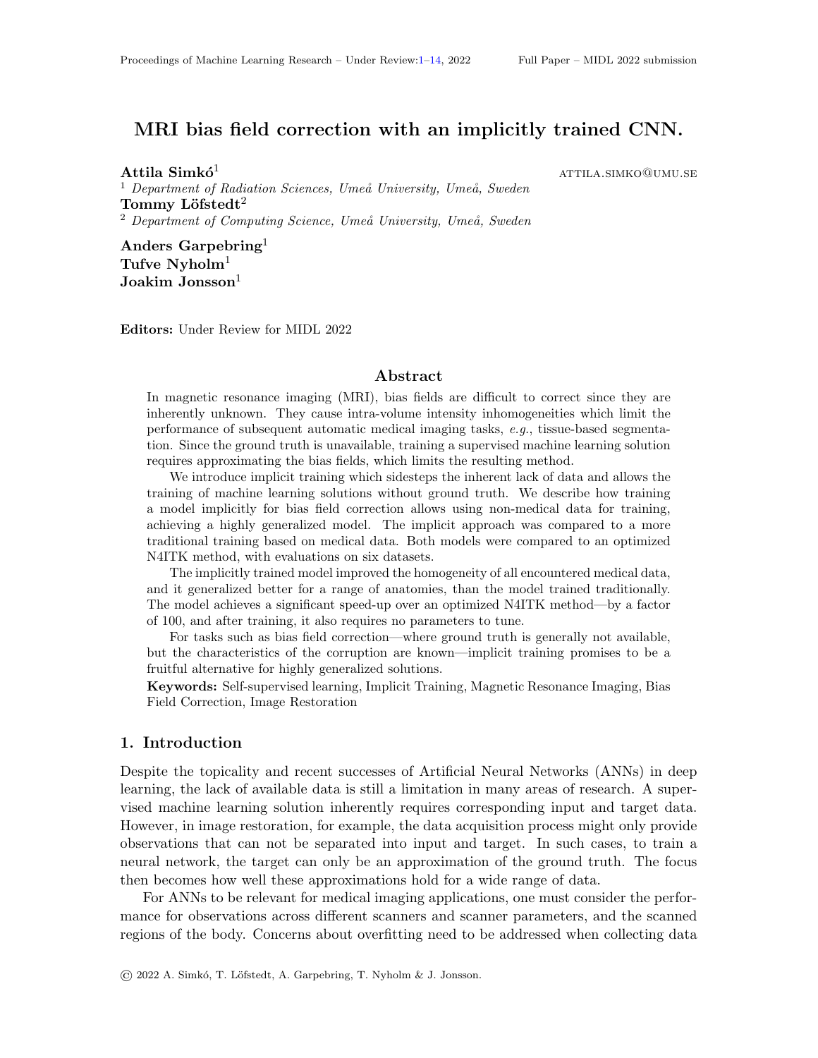# MRI bias field correction with an implicitly trained CNN.

**Attila Simkó**[1] ATTILA.SIMKO@UMU.SE

[1] *Department of Radiation Sciences, Umeå University, Umeå, Sweden*

**Tommy Löfstedt**[2]

[2] *Department of Computing Science, Umeå University, Umeå, Sweden*

**Anders Garpebring**[1]

**Tufve Nyholm**[1]

**Joakim Jonsson**[1]

**Editors:** Under Review for MIDL 2022

## Abstract

In magnetic resonance imaging (MRI), bias fields are difficult to correct since they are inherently unknown. They cause intra-volume intensity inhomogeneities which limit the performance of subsequent automatic medical imaging tasks, *e.g.*, tissue-based segmentation. Since the ground truth is unavailable, training a supervised machine learning solution requires approximating the bias fields, which limits the resulting method.

We introduce implicit training which sidesteps the inherent lack of data and allows the training of machine learning solutions without ground truth. We describe how training a model implicitly for bias field correction allows using non-medical data for training, achieving a highly generalized model. The implicit approach was compared to a more traditional training based on medical data. Both models were compared to an optimized N4ITK method, with evaluations on six datasets.

The implicitly trained model improved the homogeneity of all encountered medical data, and it generalized better for a range of anatomies, than the model trained traditionally. The model achieves a significant speed-up over an optimized N4ITK method—by a factor of 100, and after training, it also requires no parameters to tune.

For tasks such as bias field correction—where ground truth is generally not available, but the characteristics of the corruption are known—implicit training promises to be a fruitful alternative for highly generalized solutions.

**Keywords:** Self-supervised learning, Implicit Training, Magnetic Resonance Imaging, Bias Field Correction, Image Restoration

## 1. Introduction

Despite the topicality and recent successes of Artificial Neural Networks (ANNs) in deep learning, the lack of available data is still a limitation in many areas of research. A supervised machine learning solution inherently requires corresponding input and target data. However, in image restoration, for example, the data acquisition process might only provide observations that can not be separated into input and target. In such cases, to train a neural network, the target can only be an approximation of the ground truth. The focus then becomes how well these approximations hold for a wide range of data.

For ANNs to be relevant for medical imaging applications, one must consider the performance for observations across different scanners and scanner parameters, and the scanned regions of the body. Concerns about overfitting need to be addressed when collecting data

© 2022 A. Simkó, T. Löfstedt, A. Garpebring, T. Nyholm & J. Jonsson.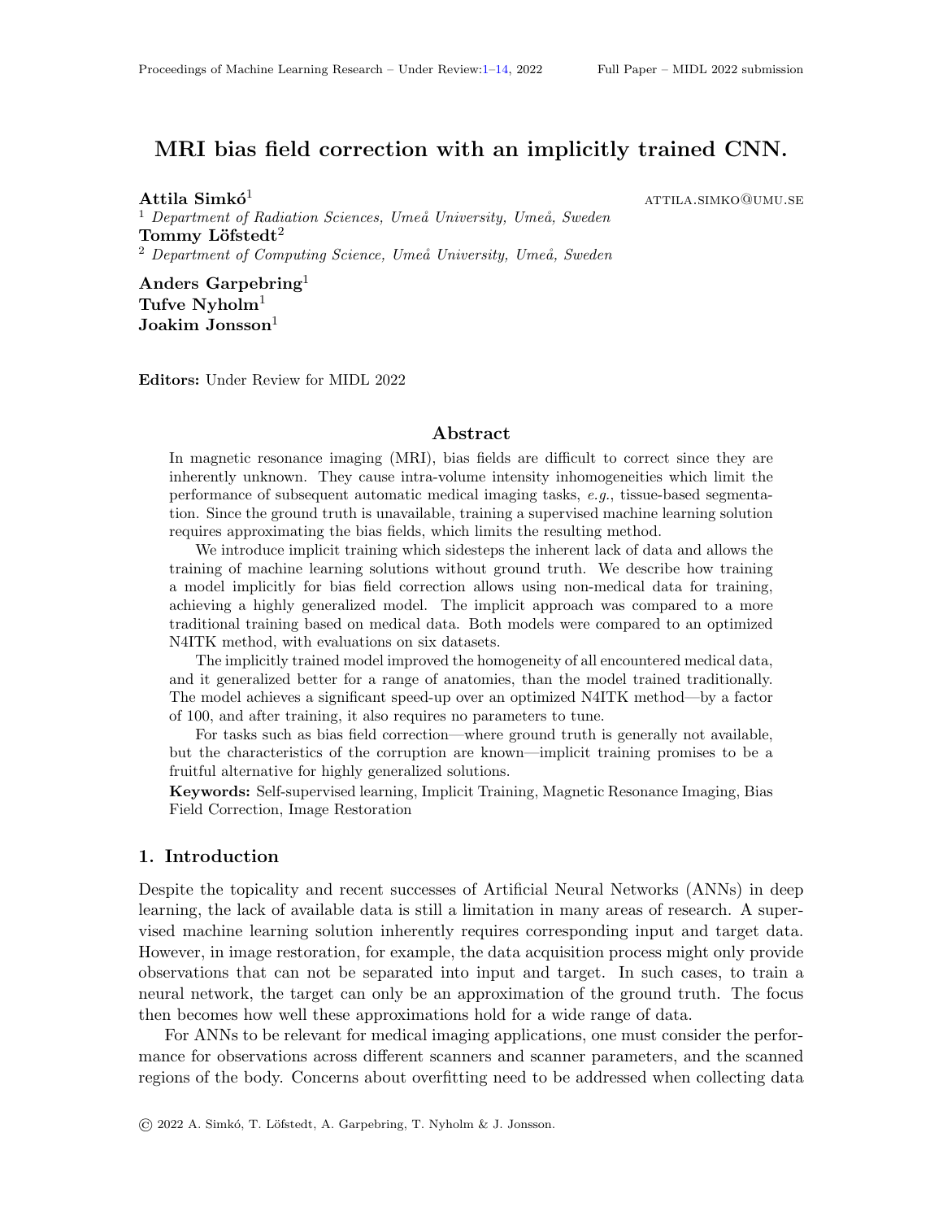# MRI bias field correction with an implicitly trained CNN.

**Attila Simkó**[1] ATTILA.SIMKO@UMU.SE

[1] *Department of Radiation Sciences, Umeå University, Umeå, Sweden*

**Tommy Löfstedt**[2]

[2] *Department of Computing Science, Umeå University, Umeå, Sweden*

**Anders Garpebring**[1]

**Tufve Nyholm**[1]

**Joakim Jonsson**[1]

**Editors:** Under Review for MIDL 2022

## Abstract

In magnetic resonance imaging (MRI), bias fields are difficult to correct since they are inherently unknown. They cause intra-volume intensity inhomogeneities which limit the performance of subsequent automatic medical imaging tasks, *e.g.*, tissue-based segmentation. Since the ground truth is unavailable, training a supervised machine learning solution requires approximating the bias fields, which limits the resulting method.

We introduce implicit training which sidesteps the inherent lack of data and allows the training of machine learning solutions without ground truth. We describe how training a model implicitly for bias field correction allows using non-medical data for training, achieving a highly generalized model. The implicit approach was compared to a more traditional training based on medical data. Both models were compared to an optimized N4ITK method, with evaluations on six datasets.

The implicitly trained model improved the homogeneity of all encountered medical data, and it generalized better for a range of anatomies, than the model trained traditionally. The model achieves a significant speed-up over an optimized N4ITK method—by a factor of 100, and after training, it also requires no parameters to tune.

For tasks such as bias field correction—where ground truth is generally not available, but the characteristics of the corruption are known—implicit training promises to be a fruitful alternative for highly generalized solutions.

**Keywords:** Self-supervised learning, Implicit Training, Magnetic Resonance Imaging, Bias Field Correction, Image Restoration

## 1. Introduction

Despite the topicality and recent successes of Artificial Neural Networks (ANNs) in deep learning, the lack of available data is still a limitation in many areas of research. A supervised machine learning solution inherently requires corresponding input and target data. However, in image restoration, for example, the data acquisition process might only provide observations that can not be separated into input and target. In such cases, to train a neural network, the target can only be an approximation of the ground truth. The focus then becomes how well these approximations hold for a wide range of data.

For ANNs to be relevant for medical imaging applications, one must consider the performance for observations across different scanners and scanner parameters, and the scanned regions of the body. Concerns about overfitting need to be addressed when collecting data

© 2022 A. Simkó, T. Löfstedt, A. Garpebring, T. Nyholm & J. Jonsson.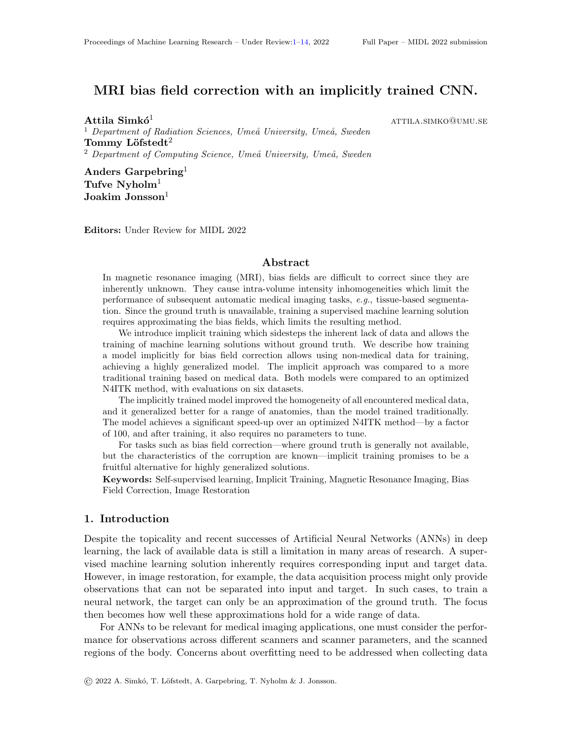# MRI bias field correction with an implicitly trained CNN.

**Attila Simkó**[1] ATTILA.SIMKO@UMU.SE

[1] *Department of Radiation Sciences, Umeå University, Umeå, Sweden*

**Tommy Löfstedt**[2]

[2] *Department of Computing Science, Umeå University, Umeå, Sweden*

**Anders Garpebring**[1]

**Tufve Nyholm**[1]

**Joakim Jonsson**[1]

**Editors:** Under Review for MIDL 2022

## Abstract

In magnetic resonance imaging (MRI), bias fields are difficult to correct since they are inherently unknown. They cause intra-volume intensity inhomogeneities which limit the performance of subsequent automatic medical imaging tasks, *e.g.*, tissue-based segmentation. Since the ground truth is unavailable, training a supervised machine learning solution requires approximating the bias fields, which limits the resulting method.

We introduce implicit training which sidesteps the inherent lack of data and allows the training of machine learning solutions without ground truth. We describe how training a model implicitly for bias field correction allows using non-medical data for training, achieving a highly generalized model. The implicit approach was compared to a more traditional training based on medical data. Both models were compared to an optimized N4ITK method, with evaluations on six datasets.

The implicitly trained model improved the homogeneity of all encountered medical data, and it generalized better for a range of anatomies, than the model trained traditionally. The model achieves a significant speed-up over an optimized N4ITK method—by a factor of 100, and after training, it also requires no parameters to tune.

For tasks such as bias field correction—where ground truth is generally not available, but the characteristics of the corruption are known—implicit training promises to be a fruitful alternative for highly generalized solutions.

**Keywords:** Self-supervised learning, Implicit Training, Magnetic Resonance Imaging, Bias Field Correction, Image Restoration

## 1. Introduction

Despite the topicality and recent successes of Artificial Neural Networks (ANNs) in deep learning, the lack of available data is still a limitation in many areas of research. A supervised machine learning solution inherently requires corresponding input and target data. However, in image restoration, for example, the data acquisition process might only provide observations that can not be separated into input and target. In such cases, to train a neural network, the target can only be an approximation of the ground truth. The focus then becomes how well these approximations hold for a wide range of data.

For ANNs to be relevant for medical imaging applications, one must consider the performance for observations across different scanners and scanner parameters, and the scanned regions of the body. Concerns about overfitting need to be addressed when collecting data

© 2022 A. Simkó, T. Löfstedt, A. Garpebring, T. Nyholm & J. Jonsson.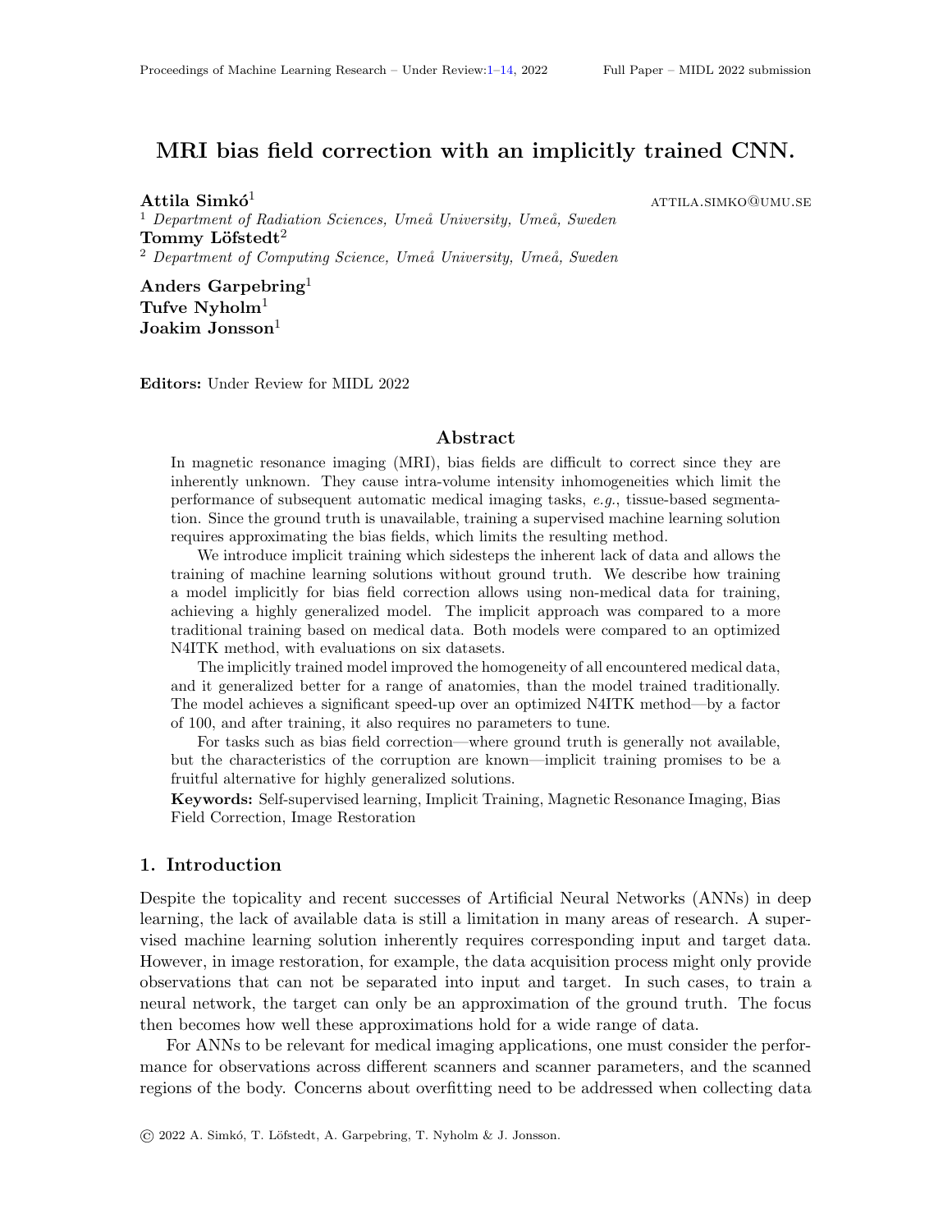# MRI bias field correction with an implicitly trained CNN.

**Attila Simkó**[1] ATTILA.SIMKO@UMU.SE

[1] *Department of Radiation Sciences, Umeå University, Umeå, Sweden*

**Tommy Löfstedt**[2]

[2] *Department of Computing Science, Umeå University, Umeå, Sweden*

**Anders Garpebring**[1]

**Tufve Nyholm**[1]

**Joakim Jonsson**[1]

**Editors:** Under Review for MIDL 2022

## Abstract

In magnetic resonance imaging (MRI), bias fields are difficult to correct since they are inherently unknown. They cause intra-volume intensity inhomogeneities which limit the performance of subsequent automatic medical imaging tasks, *e.g.*, tissue-based segmentation. Since the ground truth is unavailable, training a supervised machine learning solution requires approximating the bias fields, which limits the resulting method.

We introduce implicit training which sidesteps the inherent lack of data and allows the training of machine learning solutions without ground truth. We describe how training a model implicitly for bias field correction allows using non-medical data for training, achieving a highly generalized model. The implicit approach was compared to a more traditional training based on medical data. Both models were compared to an optimized N4ITK method, with evaluations on six datasets.

The implicitly trained model improved the homogeneity of all encountered medical data, and it generalized better for a range of anatomies, than the model trained traditionally. The model achieves a significant speed-up over an optimized N4ITK method—by a factor of 100, and after training, it also requires no parameters to tune.

For tasks such as bias field correction—where ground truth is generally not available, but the characteristics of the corruption are known—implicit training promises to be a fruitful alternative for highly generalized solutions.

**Keywords:** Self-supervised learning, Implicit Training, Magnetic Resonance Imaging, Bias Field Correction, Image Restoration

## 1. Introduction

Despite the topicality and recent successes of Artificial Neural Networks (ANNs) in deep learning, the lack of available data is still a limitation in many areas of research. A supervised machine learning solution inherently requires corresponding input and target data. However, in image restoration, for example, the data acquisition process might only provide observations that can not be separated into input and target. In such cases, to train a neural network, the target can only be an approximation of the ground truth. The focus then becomes how well these approximations hold for a wide range of data.

For ANNs to be relevant for medical imaging applications, one must consider the performance for observations across different scanners and scanner parameters, and the scanned regions of the body. Concerns about overfitting need to be addressed when collecting data

© 2022 A. Simkó, T. Löfstedt, A. Garpebring, T. Nyholm & J. Jonsson.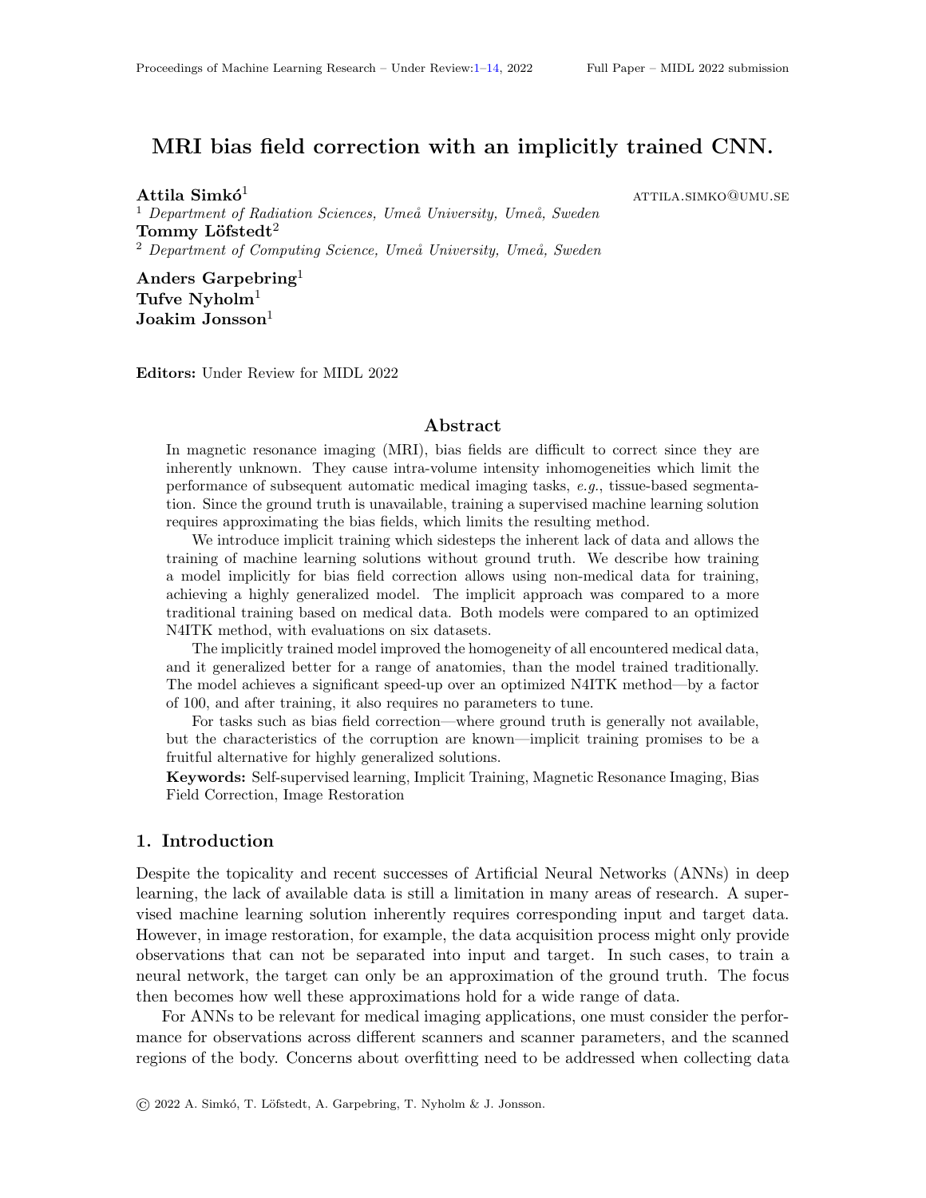# MRI bias field correction with an implicitly trained CNN.

**Attila Simkó**[1] ATTILA.SIMKO@UMU.SE

[1] *Department of Radiation Sciences, Umeå University, Umeå, Sweden*

**Tommy Löfstedt**[2]

[2] *Department of Computing Science, Umeå University, Umeå, Sweden*

**Anders Garpebring**[1]

**Tufve Nyholm**[1]

**Joakim Jonsson**[1]

**Editors:** Under Review for MIDL 2022

## Abstract

In magnetic resonance imaging (MRI), bias fields are difficult to correct since they are inherently unknown. They cause intra-volume intensity inhomogeneities which limit the performance of subsequent automatic medical imaging tasks, *e.g.*, tissue-based segmentation. Since the ground truth is unavailable, training a supervised machine learning solution requires approximating the bias fields, which limits the resulting method.

We introduce implicit training which sidesteps the inherent lack of data and allows the training of machine learning solutions without ground truth. We describe how training a model implicitly for bias field correction allows using non-medical data for training, achieving a highly generalized model. The implicit approach was compared to a more traditional training based on medical data. Both models were compared to an optimized N4ITK method, with evaluations on six datasets.

The implicitly trained model improved the homogeneity of all encountered medical data, and it generalized better for a range of anatomies, than the model trained traditionally. The model achieves a significant speed-up over an optimized N4ITK method—by a factor of 100, and after training, it also requires no parameters to tune.

For tasks such as bias field correction—where ground truth is generally not available, but the characteristics of the corruption are known—implicit training promises to be a fruitful alternative for highly generalized solutions.

**Keywords:** Self-supervised learning, Implicit Training, Magnetic Resonance Imaging, Bias Field Correction, Image Restoration

## 1. Introduction

Despite the topicality and recent successes of Artificial Neural Networks (ANNs) in deep learning, the lack of available data is still a limitation in many areas of research. A supervised machine learning solution inherently requires corresponding input and target data. However, in image restoration, for example, the data acquisition process might only provide observations that can not be separated into input and target. In such cases, to train a neural network, the target can only be an approximation of the ground truth. The focus then becomes how well these approximations hold for a wide range of data.

For ANNs to be relevant for medical imaging applications, one must consider the performance for observations across different scanners and scanner parameters, and the scanned regions of the body. Concerns about overfitting need to be addressed when collecting data

© 2022 A. Simkó, T. Löfstedt, A. Garpebring, T. Nyholm & J. Jonsson.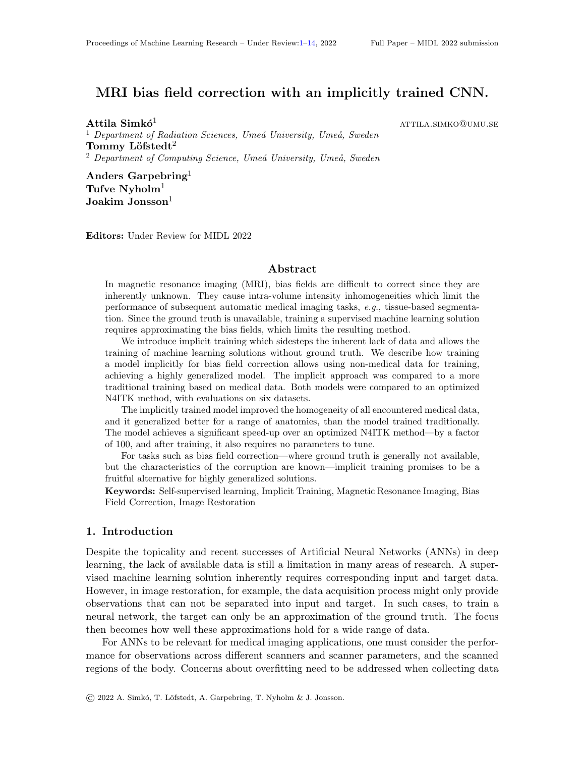# MRI bias field correction with an implicitly trained CNN.

**Attila Simkó**[1] ATTILA.SIMKO@UMU.SE

[1] *Department of Radiation Sciences, Umeå University, Umeå, Sweden*

**Tommy Löfstedt**[2]

[2] *Department of Computing Science, Umeå University, Umeå, Sweden*

**Anders Garpebring**[1]

**Tufve Nyholm**[1]

**Joakim Jonsson**[1]

**Editors:** Under Review for MIDL 2022

## Abstract

In magnetic resonance imaging (MRI), bias fields are difficult to correct since they are inherently unknown. They cause intra-volume intensity inhomogeneities which limit the performance of subsequent automatic medical imaging tasks, *e.g.*, tissue-based segmentation. Since the ground truth is unavailable, training a supervised machine learning solution requires approximating the bias fields, which limits the resulting method.

We introduce implicit training which sidesteps the inherent lack of data and allows the training of machine learning solutions without ground truth. We describe how training a model implicitly for bias field correction allows using non-medical data for training, achieving a highly generalized model. The implicit approach was compared to a more traditional training based on medical data. Both models were compared to an optimized N4ITK method, with evaluations on six datasets.

The implicitly trained model improved the homogeneity of all encountered medical data, and it generalized better for a range of anatomies, than the model trained traditionally. The model achieves a significant speed-up over an optimized N4ITK method—by a factor of 100, and after training, it also requires no parameters to tune.

For tasks such as bias field correction—where ground truth is generally not available, but the characteristics of the corruption are known—implicit training promises to be a fruitful alternative for highly generalized solutions.

**Keywords:** Self-supervised learning, Implicit Training, Magnetic Resonance Imaging, Bias Field Correction, Image Restoration

## 1. Introduction

Despite the topicality and recent successes of Artificial Neural Networks (ANNs) in deep learning, the lack of available data is still a limitation in many areas of research. A supervised machine learning solution inherently requires corresponding input and target data. However, in image restoration, for example, the data acquisition process might only provide observations that can not be separated into input and target. In such cases, to train a neural network, the target can only be an approximation of the ground truth. The focus then becomes how well these approximations hold for a wide range of data.

For ANNs to be relevant for medical imaging applications, one must consider the performance for observations across different scanners and scanner parameters, and the scanned regions of the body. Concerns about overfitting need to be addressed when collecting data

© 2022 A. Simkó, T. Löfstedt, A. Garpebring, T. Nyholm & J. Jonsson.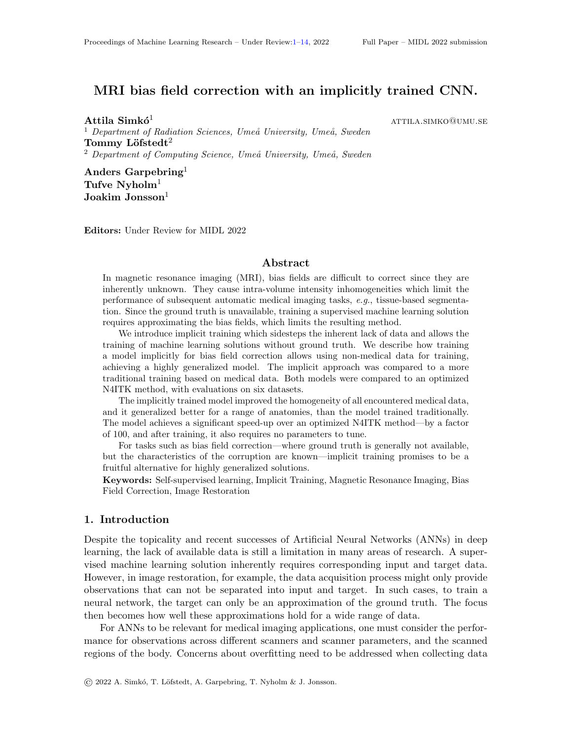# MRI bias field correction with an implicitly trained CNN.

**Attila Simkó**[1] ATTILA.SIMKO@UMU.SE
[1] *Department of Radiation Sciences, Umeå University, Umeå, Sweden*
**Tommy Löfstedt**[2]
[2] *Department of Computing Science, Umeå University, Umeå, Sweden*

**Anders Garpebring**[1]
**Tufve Nyholm**[1]
**Joakim Jonsson**[1]

**Editors:** Under Review for MIDL 2022

## Abstract

In magnetic resonance imaging (MRI), bias fields are difficult to correct since they are inherently unknown. They cause intra-volume intensity inhomogeneities which limit the performance of subsequent automatic medical imaging tasks, *e.g.*, tissue-based segmentation. Since the ground truth is unavailable, training a supervised machine learning solution requires approximating the bias fields, which limits the resulting method.

We introduce implicit training which sidesteps the inherent lack of data and allows the training of machine learning solutions without ground truth. We describe how training a model implicitly for bias field correction allows using non-medical data for training, achieving a highly generalized model. The implicit approach was compared to a more traditional training based on medical data. Both models were compared to an optimized N4ITK method, with evaluations on six datasets.

The implicitly trained model improved the homogeneity of all encountered medical data, and it generalized better for a range of anatomies, than the model trained traditionally. The model achieves a significant speed-up over an optimized N4ITK method—by a factor of 100, and after training, it also requires no parameters to tune.

For tasks such as bias field correction—where ground truth is generally not available, but the characteristics of the corruption are known—implicit training promises to be a fruitful alternative for highly generalized solutions.

**Keywords:** Self-supervised learning, Implicit Training, Magnetic Resonance Imaging, Bias Field Correction, Image Restoration

## 1. Introduction

Despite the topicality and recent successes of Artificial Neural Networks (ANNs) in deep learning, the lack of available data is still a limitation in many areas of research. A supervised machine learning solution inherently requires corresponding input and target data. However, in image restoration, for example, the data acquisition process might only provide observations that can not be separated into input and target. In such cases, to train a neural network, the target can only be an approximation of the ground truth. The focus then becomes how well these approximations hold for a wide range of data.

For ANNs to be relevant for medical imaging applications, one must consider the performance for observations across different scanners and scanner parameters, and the scanned regions of the body. Concerns about overfitting need to be addressed when collecting data

© 2022 A. Simkó, T. Löfstedt, A. Garpebring, T. Nyholm & J. Jonsson.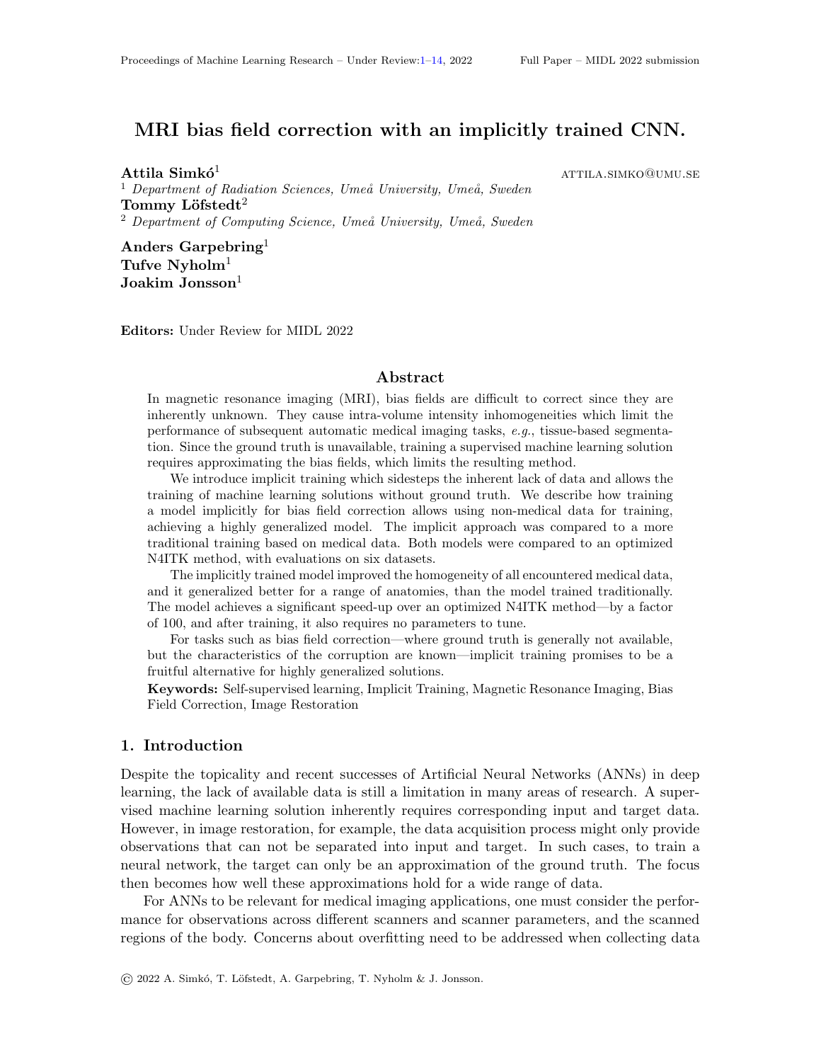# MRI bias field correction with an implicitly trained CNN.

**Attila Simkó**[1] ATTILA.SIMKO@UMU.SE

[1] *Department of Radiation Sciences, Umeå University, Umeå, Sweden*

**Tommy Löfstedt**[2]

[2] *Department of Computing Science, Umeå University, Umeå, Sweden*

**Anders Garpebring**[1]

**Tufve Nyholm**[1]

**Joakim Jonsson**[1]

**Editors:** Under Review for MIDL 2022

## Abstract

In magnetic resonance imaging (MRI), bias fields are difficult to correct since they are inherently unknown. They cause intra-volume intensity inhomogeneities which limit the performance of subsequent automatic medical imaging tasks, *e.g.*, tissue-based segmentation. Since the ground truth is unavailable, training a supervised machine learning solution requires approximating the bias fields, which limits the resulting method.

We introduce implicit training which sidesteps the inherent lack of data and allows the training of machine learning solutions without ground truth. We describe how training a model implicitly for bias field correction allows using non-medical data for training, achieving a highly generalized model. The implicit approach was compared to a more traditional training based on medical data. Both models were compared to an optimized N4ITK method, with evaluations on six datasets.

The implicitly trained model improved the homogeneity of all encountered medical data, and it generalized better for a range of anatomies, than the model trained traditionally. The model achieves a significant speed-up over an optimized N4ITK method—by a factor of 100, and after training, it also requires no parameters to tune.

For tasks such as bias field correction—where ground truth is generally not available, but the characteristics of the corruption are known—implicit training promises to be a fruitful alternative for highly generalized solutions.

**Keywords:** Self-supervised learning, Implicit Training, Magnetic Resonance Imaging, Bias Field Correction, Image Restoration

## 1. Introduction

Despite the topicality and recent successes of Artificial Neural Networks (ANNs) in deep learning, the lack of available data is still a limitation in many areas of research. A supervised machine learning solution inherently requires corresponding input and target data. However, in image restoration, for example, the data acquisition process might only provide observations that can not be separated into input and target. In such cases, to train a neural network, the target can only be an approximation of the ground truth. The focus then becomes how well these approximations hold for a wide range of data.

For ANNs to be relevant for medical imaging applications, one must consider the performance for observations across different scanners and scanner parameters, and the scanned regions of the body. Concerns about overfitting need to be addressed when collecting data

© 2022 A. Simkó, T. Löfstedt, A. Garpebring, T. Nyholm & J. Jonsson.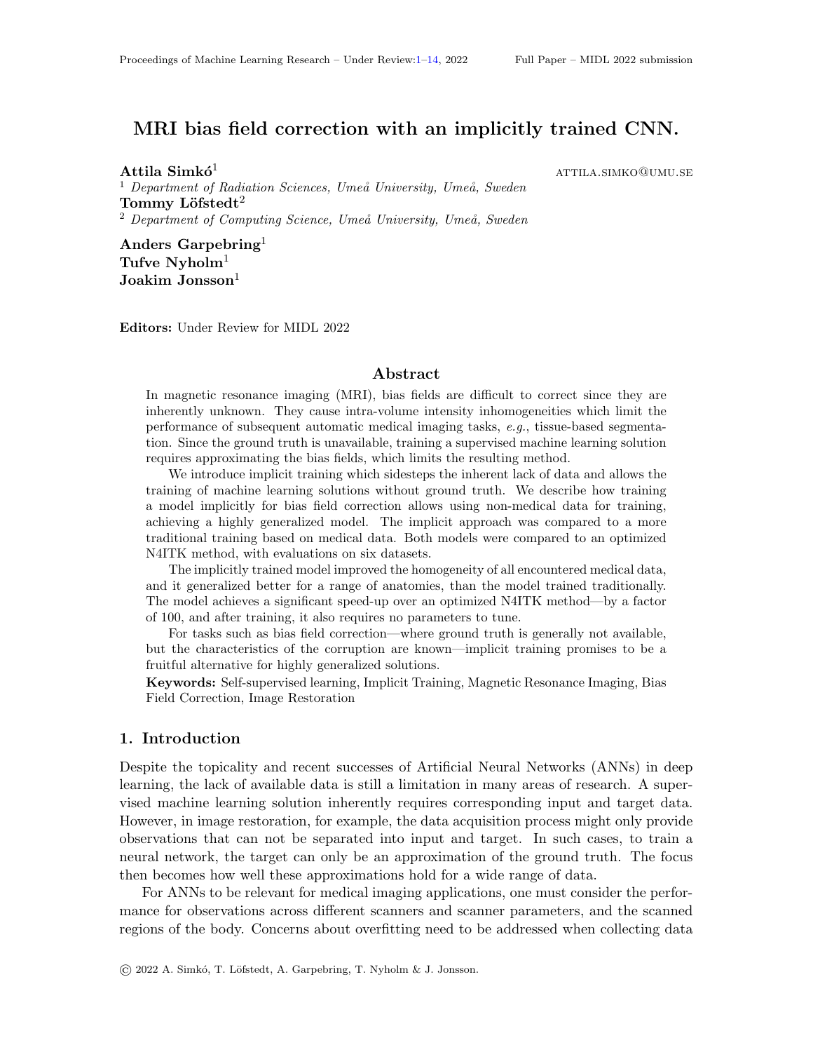# MRI bias field correction with an implicitly trained CNN.

**Attila Simkó**[1] ATTILA.SIMKO@UMU.SE

[1] *Department of Radiation Sciences, Umeå University, Umeå, Sweden*

**Tommy Löfstedt**[2]

[2] *Department of Computing Science, Umeå University, Umeå, Sweden*

**Anders Garpebring**[1]

**Tufve Nyholm**[1]

**Joakim Jonsson**[1]

**Editors:** Under Review for MIDL 2022

## Abstract

In magnetic resonance imaging (MRI), bias fields are difficult to correct since they are inherently unknown. They cause intra-volume intensity inhomogeneities which limit the performance of subsequent automatic medical imaging tasks, *e.g.*, tissue-based segmentation. Since the ground truth is unavailable, training a supervised machine learning solution requires approximating the bias fields, which limits the resulting method.

We introduce implicit training which sidesteps the inherent lack of data and allows the training of machine learning solutions without ground truth. We describe how training a model implicitly for bias field correction allows using non-medical data for training, achieving a highly generalized model. The implicit approach was compared to a more traditional training based on medical data. Both models were compared to an optimized N4ITK method, with evaluations on six datasets.

The implicitly trained model improved the homogeneity of all encountered medical data, and it generalized better for a range of anatomies, than the model trained traditionally. The model achieves a significant speed-up over an optimized N4ITK method—by a factor of 100, and after training, it also requires no parameters to tune.

For tasks such as bias field correction—where ground truth is generally not available, but the characteristics of the corruption are known—implicit training promises to be a fruitful alternative for highly generalized solutions.

**Keywords:** Self-supervised learning, Implicit Training, Magnetic Resonance Imaging, Bias Field Correction, Image Restoration

## 1. Introduction

Despite the topicality and recent successes of Artificial Neural Networks (ANNs) in deep learning, the lack of available data is still a limitation in many areas of research. A supervised machine learning solution inherently requires corresponding input and target data. However, in image restoration, for example, the data acquisition process might only provide observations that can not be separated into input and target. In such cases, to train a neural network, the target can only be an approximation of the ground truth. The focus then becomes how well these approximations hold for a wide range of data.

For ANNs to be relevant for medical imaging applications, one must consider the performance for observations across different scanners and scanner parameters, and the scanned regions of the body. Concerns about overfitting need to be addressed when collecting data

© 2022 A. Simkó, T. Löfstedt, A. Garpebring, T. Nyholm & J. Jonsson.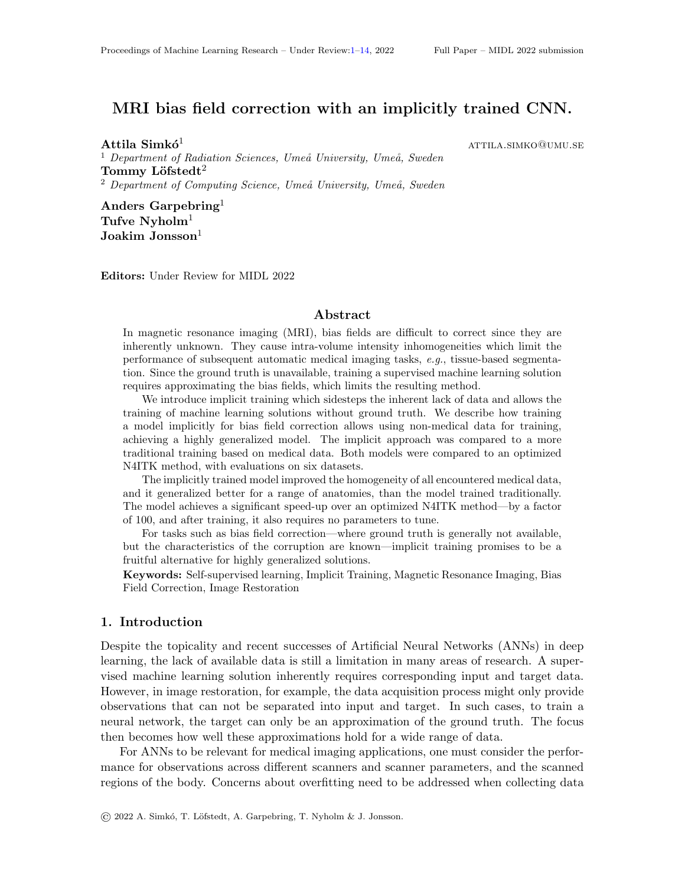# MRI bias field correction with an implicitly trained CNN.

**Attila Simkó**[1] ATTILA.SIMKO@UMU.SE

[1] *Department of Radiation Sciences, Umeå University, Umeå, Sweden*

**Tommy Löfstedt**[2]

[2] *Department of Computing Science, Umeå University, Umeå, Sweden*

**Anders Garpebring**[1]

**Tufve Nyholm**[1]

**Joakim Jonsson**[1]

**Editors:** Under Review for MIDL 2022

## Abstract

In magnetic resonance imaging (MRI), bias fields are difficult to correct since they are inherently unknown. They cause intra-volume intensity inhomogeneities which limit the performance of subsequent automatic medical imaging tasks, *e.g.*, tissue-based segmentation. Since the ground truth is unavailable, training a supervised machine learning solution requires approximating the bias fields, which limits the resulting method.

We introduce implicit training which sidesteps the inherent lack of data and allows the training of machine learning solutions without ground truth. We describe how training a model implicitly for bias field correction allows using non-medical data for training, achieving a highly generalized model. The implicit approach was compared to a more traditional training based on medical data. Both models were compared to an optimized N4ITK method, with evaluations on six datasets.

The implicitly trained model improved the homogeneity of all encountered medical data, and it generalized better for a range of anatomies, than the model trained traditionally. The model achieves a significant speed-up over an optimized N4ITK method—by a factor of 100, and after training, it also requires no parameters to tune.

For tasks such as bias field correction—where ground truth is generally not available, but the characteristics of the corruption are known—implicit training promises to be a fruitful alternative for highly generalized solutions.

**Keywords:** Self-supervised learning, Implicit Training, Magnetic Resonance Imaging, Bias Field Correction, Image Restoration

## 1. Introduction

Despite the topicality and recent successes of Artificial Neural Networks (ANNs) in deep learning, the lack of available data is still a limitation in many areas of research. A supervised machine learning solution inherently requires corresponding input and target data. However, in image restoration, for example, the data acquisition process might only provide observations that can not be separated into input and target. In such cases, to train a neural network, the target can only be an approximation of the ground truth. The focus then becomes how well these approximations hold for a wide range of data.

For ANNs to be relevant for medical imaging applications, one must consider the performance for observations across different scanners and scanner parameters, and the scanned regions of the body. Concerns about overfitting need to be addressed when collecting data

© 2022 A. Simkó, T. Löfstedt, A. Garpebring, T. Nyholm & J. Jonsson.